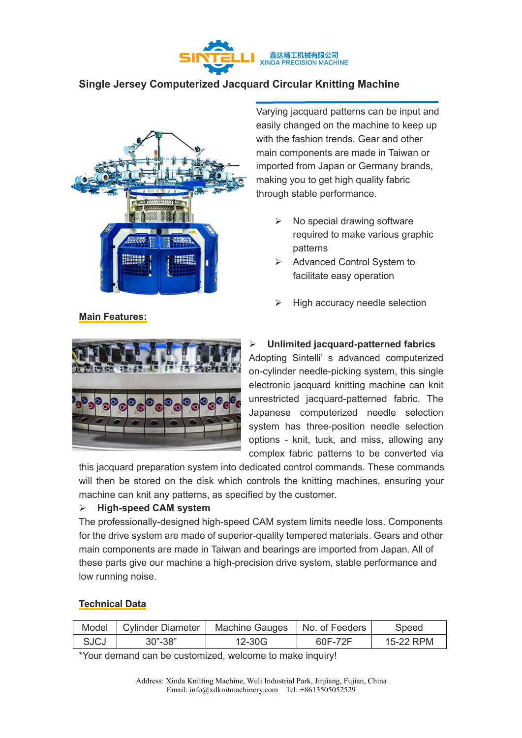SINTELLI 鑫达精工机械有限公司 XINDA PRECISION MACHINE

# Single Jersey Computerized Jacquard Circular Knitting Machine

Varying jacquard patterns can be input and easily changed on the machine to keep up with the fashion trends. Gear and other main components are made in Taiwan or imported from Japan or Germany brands, making you to get high quality fabric through stable performance.

- No special drawing software required to make various graphic patterns
- Advanced Control System to facilitate easy operation
- High accuracy needle selection

## Main Features:

- **Unlimited jacquard-patterned fabrics**

Adopting Sintelli' s advanced computerized on-cylinder needle-picking system, this single electronic jacquard knitting machine can knit unrestricted jacquard-patterned fabric. The Japanese computerized needle selection system has three-position needle selection options - knit, tuck, and miss, allowing any complex fabric patterns to be converted via this jacquard preparation system into dedicated control commands. These commands will then be stored on the disk which controls the knitting machines, ensuring your machine can knit any patterns, as specified by the customer.

- **High-speed CAM system**

The professionally-designed high-speed CAM system limits needle loss. Components for the drive system are made of superior-quality tempered materials. Gears and other main components are made in Taiwan and bearings are imported from Japan. All of these parts give our machine a high-precision drive system, stable performance and low running noise.

## Technical Data

| Model | Cylinder Diameter | Machine Gauges | No. of Feeders | Speed |
|---|---|---|---|---|
| SJCJ | 30"-38" | 12-30G | 60F-72F | 15-22 RPM |

*Your demand can be customized, welcome to make inquiry!

Address: Xinda Knitting Machine, Wuli Industrial Park, Jinjiang, Fujian, China
Email: info@xdknitmachinery.com Tel: +8613505052529